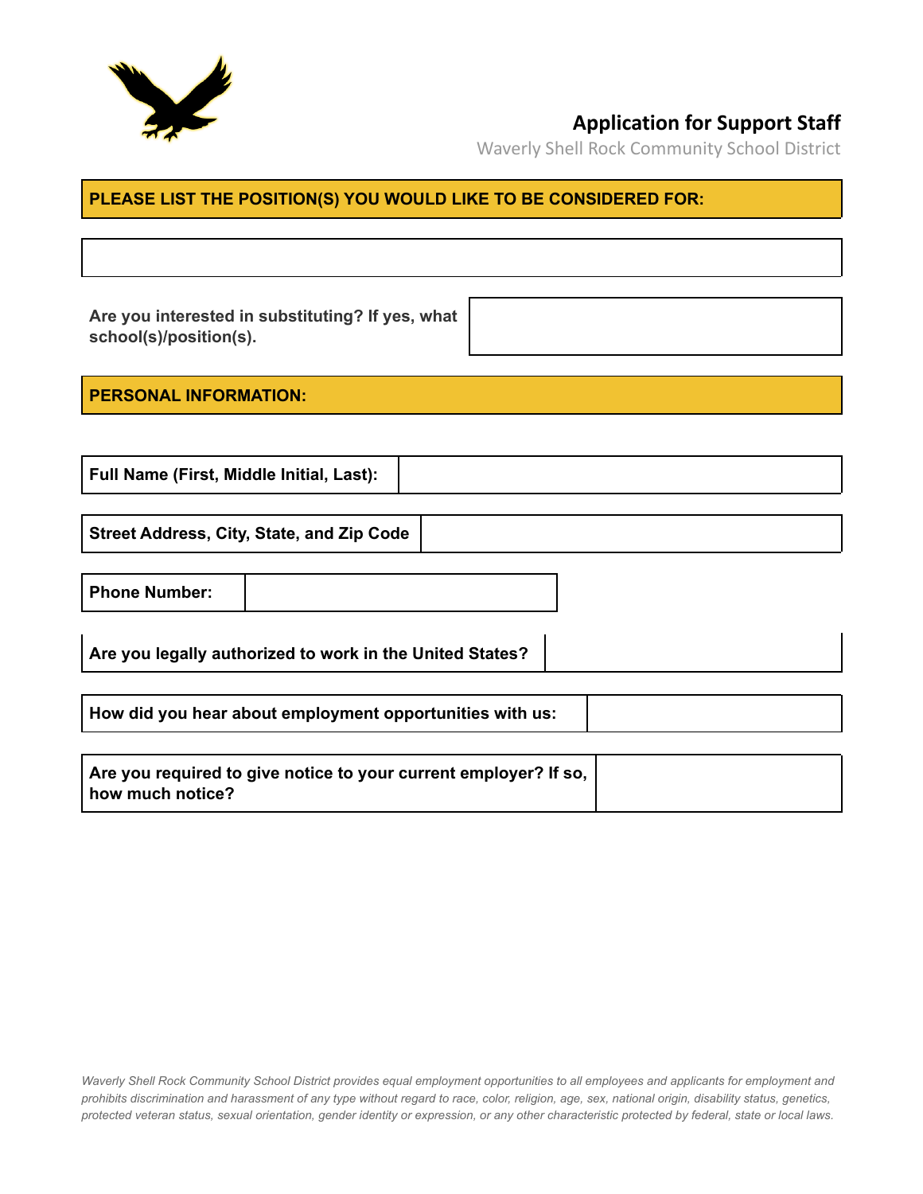# Application for Support Staff

Waverly Shell Rock Community School District

**PLEASE LIST THE POSITION(S) YOU WOULD LIKE TO BE CONSIDERED FOR:**

| |
|---|
| |

| | |
|---|---|
| **Are you interested in substituting? If yes, what school(s)/position(s).** | |

**PERSONAL INFORMATION:**

| | |
|---|---|
| **Full Name (First, Middle Initial, Last):** | |

| | |
|---|---|
| **Street Address, City, State, and Zip Code** | |

| | |
|---|---|
| **Phone Number:** | |

| | |
|---|---|
| **Are you legally authorized to work in the United States?** | |

| | |
|---|---|
| **How did you hear about employment opportunities with us:** | |

| | |
|---|---|
| **Are you required to give notice to your current employer? If so, how much notice?** | |

*Waverly Shell Rock Community School District provides equal employment opportunities to all employees and applicants for employment and prohibits discrimination and harassment of any type without regard to race, color, religion, age, sex, national origin, disability status, genetics, protected veteran status, sexual orientation, gender identity or expression, or any other characteristic protected by federal, state or local laws.*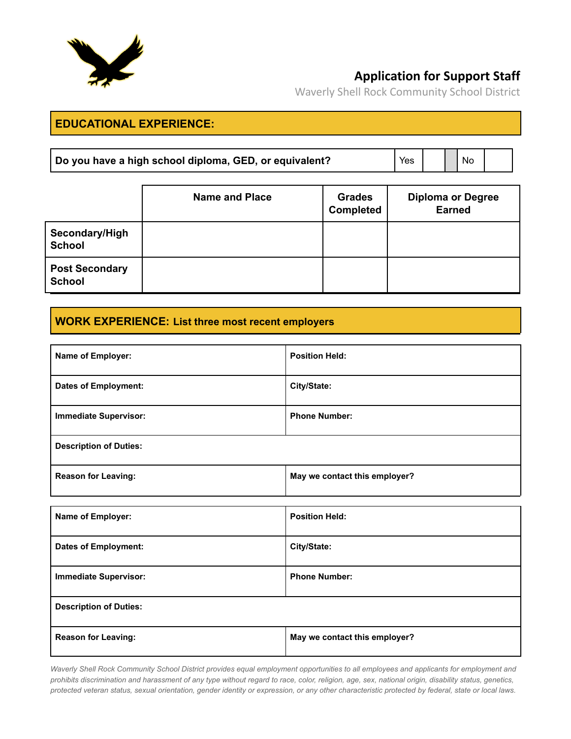## Application for Support Staff

Waverly Shell Rock Community School District

## EDUCATIONAL EXPERIENCE:

| Do you have a high school diploma, GED, or equivalent? | Yes | | | No | |
|---|---|---|---|---|---|

| | Name and Place | Grades Completed | Diploma or Degree Earned |
|---|---|---|---|
| Secondary/High School | | | |
| Post Secondary School | | | |

## WORK EXPERIENCE: List three most recent employers

| Name of Employer: | Position Held: |
|---|---|
| Dates of Employment: | City/State: |
| Immediate Supervisor: | Phone Number: |
| Description of Duties: | |
| Reason for Leaving: | May we contact this employer? |

| Name of Employer: | Position Held: |
|---|---|
| Dates of Employment: | City/State: |
| Immediate Supervisor: | Phone Number: |
| Description of Duties: | |
| Reason for Leaving: | May we contact this employer? |

*Waverly Shell Rock Community School District provides equal employment opportunities to all employees and applicants for employment and prohibits discrimination and harassment of any type without regard to race, color, religion, age, sex, national origin, disability status, genetics, protected veteran status, sexual orientation, gender identity or expression, or any other characteristic protected by federal, state or local laws.*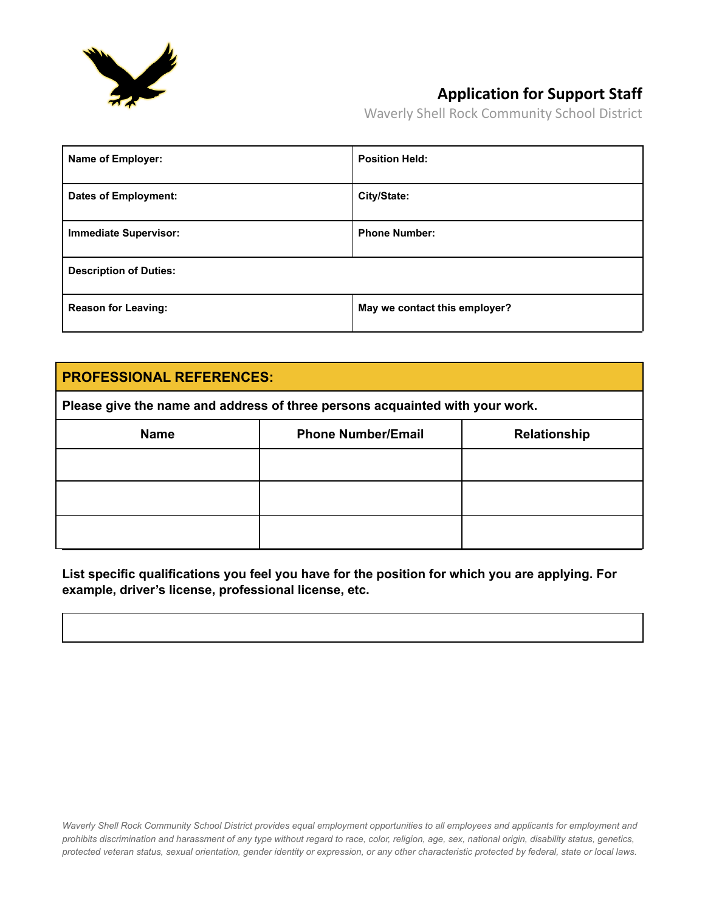## Application for Support Staff

Waverly Shell Rock Community School District

| **Name of Employer:** | **Position Held:** |
|---|---|
| **Dates of Employment:** | **City/State:** |
| **Immediate Supervisor:** | **Phone Number:** |
| **Description of Duties:** | |
| **Reason for Leaving:** | **May we contact this employer?** |

| **PROFESSIONAL REFERENCES:** | | |
|---|---|---|
| **Please give the name and address of three persons acquainted with your work.** | | |
| **Name** | **Phone Number/Email** | **Relationship** |
| | | |
| | | |
| | | |

**List specific qualifications you feel you have for the position for which you are applying. For example, driver's license, professional license, etc.**

| |
|---|
| |

*Waverly Shell Rock Community School District provides equal employment opportunities to all employees and applicants for employment and prohibits discrimination and harassment of any type without regard to race, color, religion, age, sex, national origin, disability status, genetics, protected veteran status, sexual orientation, gender identity or expression, or any other characteristic protected by federal, state or local laws.*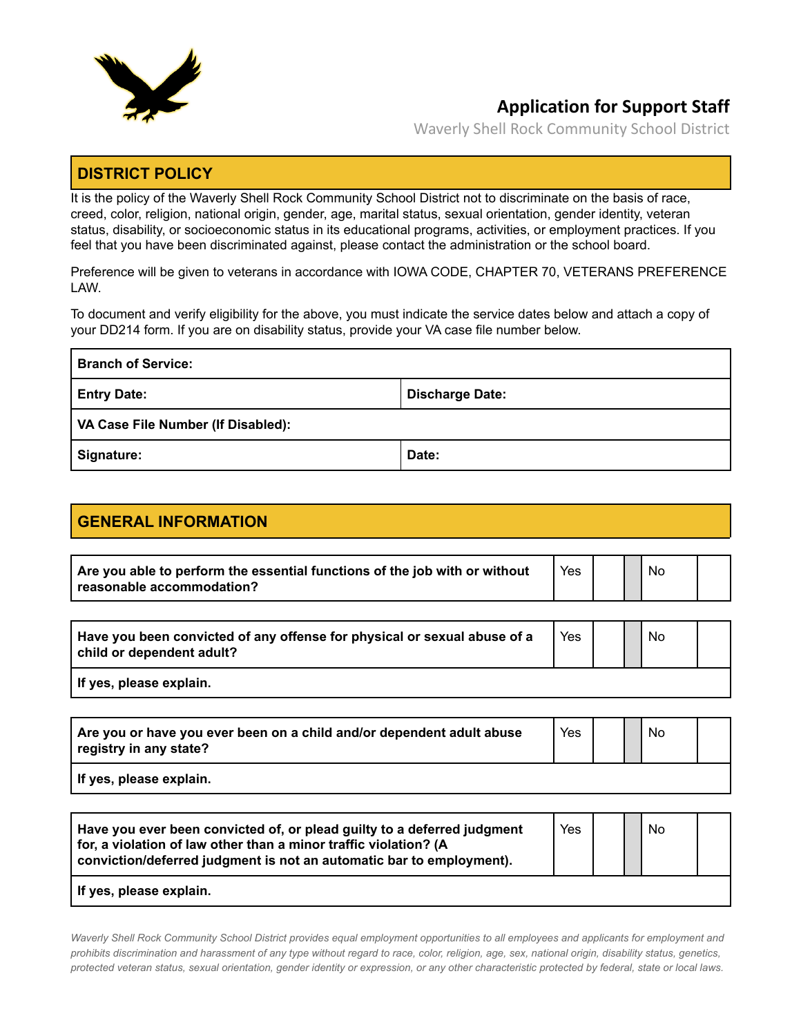# Application for Support Staff

Waverly Shell Rock Community School District

## DISTRICT POLICY

It is the policy of the Waverly Shell Rock Community School District not to discriminate on the basis of race, creed, color, religion, national origin, gender, age, marital status, sexual orientation, gender identity, veteran status, disability, or socioeconomic status in its educational programs, activities, or employment practices. If you feel that you have been discriminated against, please contact the administration or the school board.

Preference will be given to veterans in accordance with IOWA CODE, CHAPTER 70, VETERANS PREFERENCE LAW.

To document and verify eligibility for the above, you must indicate the service dates below and attach a copy of your DD214 form. If you are on disability status, provide your VA case file number below.

| **Branch of Service:** | |
|---|---|
| **Entry Date:** | **Discharge Date:** |
| **VA Case File Number (If Disabled):** | |
| **Signature:** | **Date:** |

## GENERAL INFORMATION

| **Are you able to perform the essential functions of the job with or without reasonable accommodation?** | Yes | | | No | |
|---|---|---|---|---|---|

| **Have you been convicted of any offense for physical or sexual abuse of a child or dependent adult?** | Yes | | | No | |
|---|---|---|---|---|---|
| **If yes, please explain.** | | | | | |

| **Are you or have you ever been on a child and/or dependent adult abuse registry in any state?** | Yes | | | No | |
|---|---|---|---|---|---|
| **If yes, please explain.** | | | | | |

| **Have you ever been convicted of, or plead guilty to a deferred judgment for, a violation of law other than a minor traffic violation? (A conviction/deferred judgment is not an automatic bar to employment).** | Yes | | | No | |
|---|---|---|---|---|---|
| **If yes, please explain.** | | | | | |

*Waverly Shell Rock Community School District provides equal employment opportunities to all employees and applicants for employment and prohibits discrimination and harassment of any type without regard to race, color, religion, age, sex, national origin, disability status, genetics, protected veteran status, sexual orientation, gender identity or expression, or any other characteristic protected by federal, state or local laws.*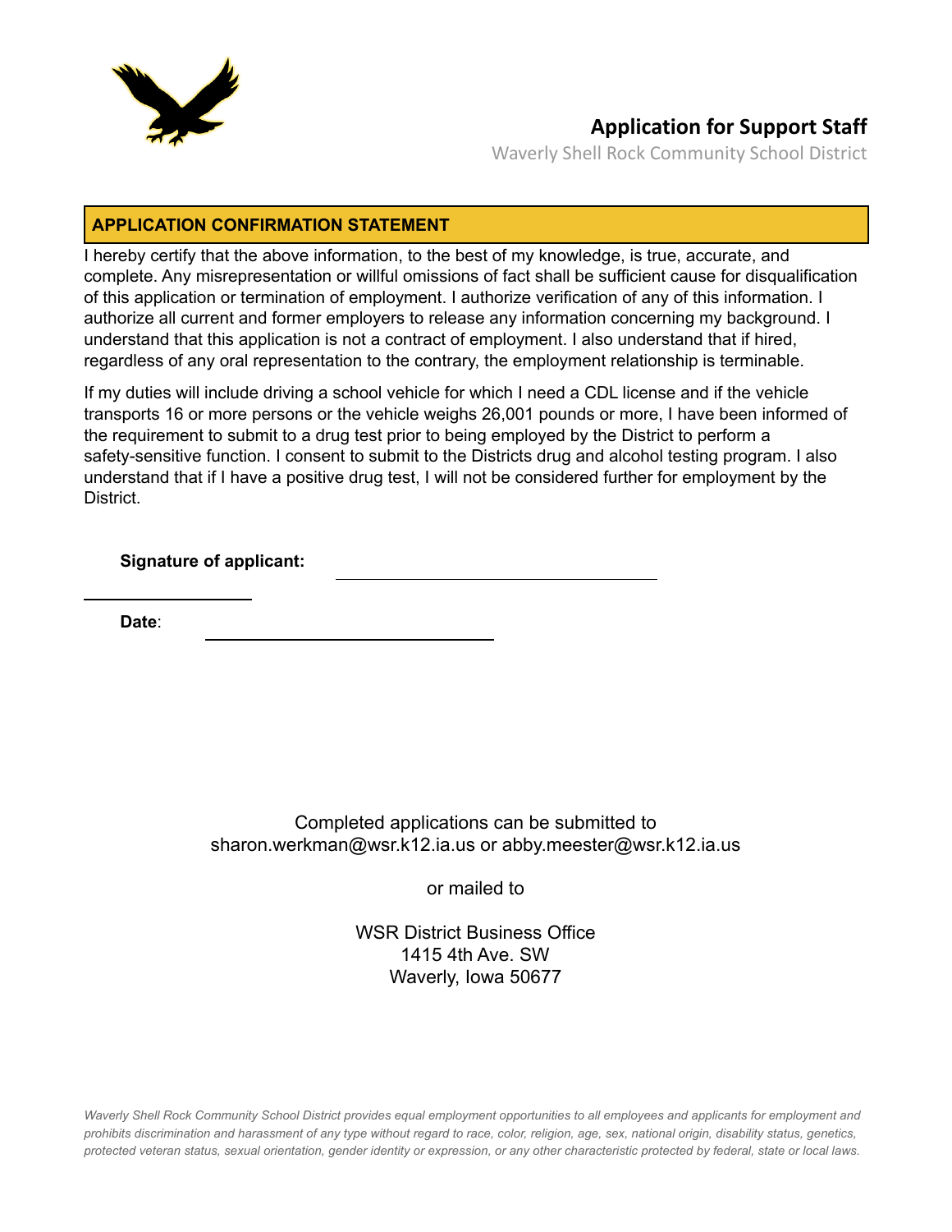## Application for Support Staff

Waverly Shell Rock Community School District

### APPLICATION CONFIRMATION STATEMENT

I hereby certify that the above information, to the best of my knowledge, is true, accurate, and complete. Any misrepresentation or willful omissions of fact shall be sufficient cause for disqualification of this application or termination of employment. I authorize verification of any of this information. I authorize all current and former employers to release any information concerning my background. I understand that this application is not a contract of employment. I also understand that if hired, regardless of any oral representation to the contrary, the employment relationship is terminable.

If my duties will include driving a school vehicle for which I need a CDL license and if the vehicle transports 16 or more persons or the vehicle weighs 26,001 pounds or more, I have been informed of the requirement to submit to a drug test prior to being employed by the District to perform a safety-sensitive function. I consent to submit to the Districts drug and alcohol testing program. I also understand that if I have a positive drug test, I will not be considered further for employment by the District.

**Signature of applicant:** ______________________________

**Date**: ______________________________

Completed applications can be submitted to
sharon.werkman@wsr.k12.ia.us or abby.meester@wsr.k12.ia.us

or mailed to

WSR District Business Office
1415 4th Ave. SW
Waverly, Iowa 50677

*Waverly Shell Rock Community School District provides equal employment opportunities to all employees and applicants for employment and prohibits discrimination and harassment of any type without regard to race, color, religion, age, sex, national origin, disability status, genetics, protected veteran status, sexual orientation, gender identity or expression, or any other characteristic protected by federal, state or local laws.*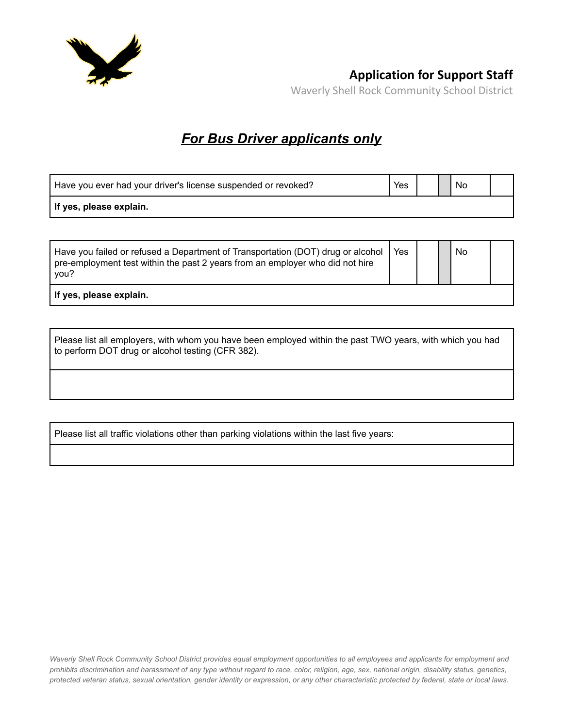## Application for Support Staff

Waverly Shell Rock Community School District

## ***For Bus Driver applicants only***

| | | | | | |
|---|---|---|---|---|---|
| Have you ever had your driver's license suspended or revoked? | Yes | | | No | |
| **If yes, please explain.** | | | | | |

| | | | | | |
|---|---|---|---|---|---|
| Have you failed or refused a Department of Transportation (DOT) drug or alcohol pre-employment test within the past 2 years from an employer who did not hire you? | Yes | | | No | |
| **If yes, please explain.** | | | | | |

| |
|---|
| Please list all employers, with whom you have been employed within the past TWO years, with which you had to perform DOT drug or alcohol testing (CFR 382). |
| |

| |
|---|
| Please list all traffic violations other than parking violations within the last five years: |
| |

*Waverly Shell Rock Community School District provides equal employment opportunities to all employees and applicants for employment and prohibits discrimination and harassment of any type without regard to race, color, religion, age, sex, national origin, disability status, genetics, protected veteran status, sexual orientation, gender identity or expression, or any other characteristic protected by federal, state or local laws.*